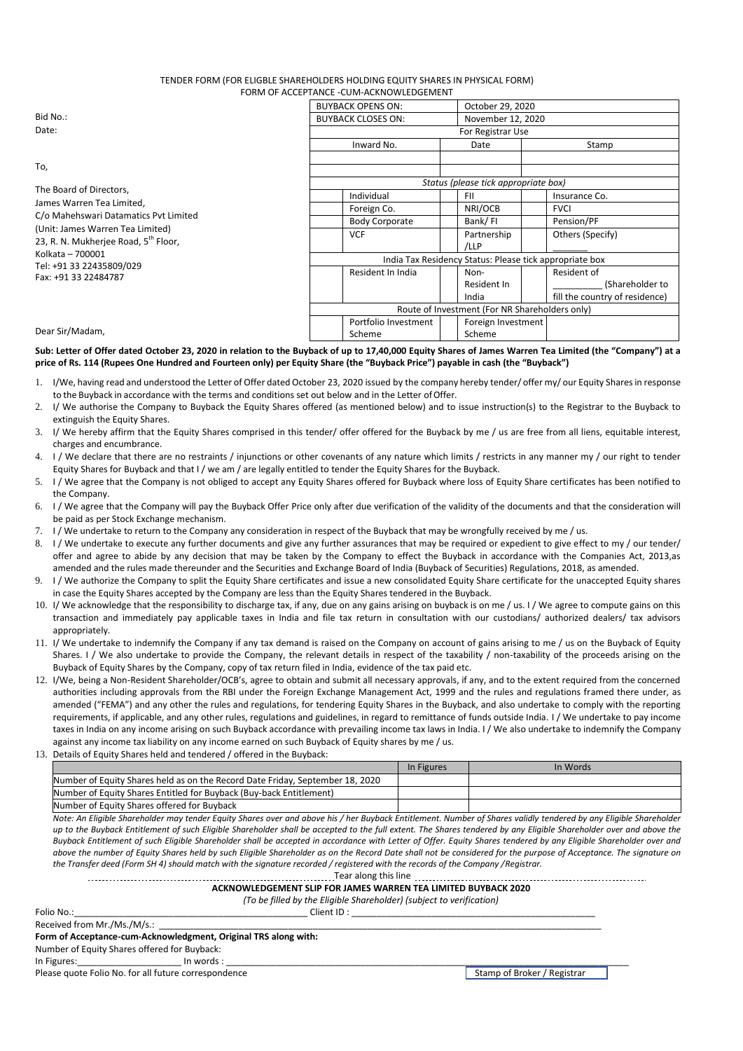TENDER FORM (FOR ELIGBLE SHAREHOLDERS HOLDING EQUITY SHARES IN PHYSICAL FORM)
FORM OF ACCEPTANCE -CUM-ACKNOWLEDGEMENT

Bid No.:
Date:

| BUYBACK OPENS ON: | | October 29, 2020 | | | |
|---|---|---|---|---|---|
| BUYBACK CLOSES ON: | | November 12, 2020 | | | |
| For Registrar Use | | | | | |
| Inward No. | | Date | | Stamp | |
| | | | | | |
| | | | | | |
| Status (please tick appropriate box) | | | | | |
| | Individual | | FII | | Insurance Co. |
| | Foreign Co. | | NRI/OCB | | FVCI |
| | Body Corporate | | Bank/ FI | | Pension/PF |
| | VCF | | Partnership /LLP | | Others (Specify) _______ |
| India Tax Residency Status: Please tick appropriate box | | | | | |
| | Resident In India | | Non-Resident In India | | Resident of __________ (Shareholder to fill the country of residence) |
| Route of Investment (For NR Shareholders only) | | | | | |
| | Portfolio Investment Scheme | | Foreign Investment Scheme | | |

To,

The Board of Directors,
James Warren Tea Limited,
C/o Mahehswari Datamatics Pvt Limited
(Unit: James Warren Tea Limited)
23, R. N. Mukherjee Road, 5th Floor,
Kolkata – 700001
Tel: +91 33 22435809/029
Fax: +91 33 22484787

Dear Sir/Madam,

**Sub: Letter of Offer dated October 23, 2020 in relation to the Buyback of up to 17,40,000 Equity Shares of James Warren Tea Limited (the "Company") at a price of Rs. 114 (Rupees One Hundred and Fourteen only) per Equity Share (the "Buyback Price") payable in cash (the "Buyback")**

1. I/We, having read and understood the Letter of Offer dated October 23, 2020 issued by the company hereby tender/ offer my/ our Equity Shares in response to the Buyback in accordance with the terms and conditions set out below and in the Letter of Offer.
2. I/ We authorise the Company to Buyback the Equity Shares offered (as mentioned below) and to issue instruction(s) to the Registrar to the Buyback to extinguish the Equity Shares.
3. I/ We hereby affirm that the Equity Shares comprised in this tender/ offer offered for the Buyback by me / us are free from all liens, equitable interest, charges and encumbrance.
4. I / We declare that there are no restraints / injunctions or other covenants of any nature which limits / restricts in any manner my / our right to tender Equity Shares for Buyback and that I / we am / are legally entitled to tender the Equity Shares for the Buyback.
5. I / We agree that the Company is not obliged to accept any Equity Shares offered for Buyback where loss of Equity Share certificates has been notified to the Company.
6. I / We agree that the Company will pay the Buyback Offer Price only after due verification of the validity of the documents and that the consideration will be paid as per Stock Exchange mechanism.
7. I / We undertake to return to the Company any consideration in respect of the Buyback that may be wrongfully received by me / us.
8. I / We undertake to execute any further documents and give any further assurances that may be required or expedient to give effect to my / our tender/ offer and agree to abide by any decision that may be taken by the Company to effect the Buyback in accordance with the Companies Act, 2013,as amended and the rules made thereunder and the Securities and Exchange Board of India (Buyback of Securities) Regulations, 2018, as amended.
9. I / We authorize the Company to split the Equity Share certificates and issue a new consolidated Equity Share certificate for the unaccepted Equity shares in case the Equity Shares accepted by the Company are less than the Equity Shares tendered in the Buyback.
10. I/ We acknowledge that the responsibility to discharge tax, if any, due on any gains arising on buyback is on me / us. I / We agree to compute gains on this transaction and immediately pay applicable taxes in India and file tax return in consultation with our custodians/ authorized dealers/ tax advisors appropriately.
11. I/ We undertake to indemnify the Company if any tax demand is raised on the Company on account of gains arising to me / us on the Buyback of Equity Shares. I / We also undertake to provide the Company, the relevant details in respect of the taxability / non-taxability of the proceeds arising on the Buyback of Equity Shares by the Company, copy of tax return filed in India, evidence of the tax paid etc.
12. I/We, being a Non-Resident Shareholder/OCB's, agree to obtain and submit all necessary approvals, if any, and to the extent required from the concerned authorities including approvals from the RBI under the Foreign Exchange Management Act, 1999 and the rules and regulations framed there under, as amended ("FEMA") and any other the rules and regulations, for tendering Equity Shares in the Buyback, and also undertake to comply with the reporting requirements, if applicable, and any other rules, regulations and guidelines, in regard to remittance of funds outside India. I / We undertake to pay income taxes in India on any income arising on such Buyback accordance with prevailing income tax laws in India. I / We also undertake to indemnify the Company against any income tax liability on any income earned on such Buyback of Equity shares by me / us.
13. Details of Equity Shares held and tendered / offered in the Buyback:

| | In Figures | In Words |
|---|---|---|
| Number of Equity Shares held as on the Record Date Friday, September 18, 2020 | | |
| Number of Equity Shares Entitled for Buyback (Buy-back Entitlement) | | |
| Number of Equity Shares offered for Buyback | | |

*Note: An Eligible Shareholder may tender Equity Shares over and above his / her Buyback Entitlement. Number of Shares validly tendered by any Eligible Shareholder up to the Buyback Entitlement of such Eligible Shareholder shall be accepted to the full extent. The Shares tendered by any Eligible Shareholder over and above the Buyback Entitlement of such Eligible Shareholder shall be accepted in accordance with Letter of Offer. Equity Shares tendered by any Eligible Shareholder over and above the number of Equity Shares held by such Eligible Shareholder as on the Record Date shall not be considered for the purpose of Acceptance. The signature on the Transfer deed (Form SH 4) should match with the signature recorded / registered with the records of the Company /Registrar.*

Tear along this line

**ACKNOWLEDGEMENT SLIP FOR JAMES WARREN TEA LIMITED BUYBACK 2020**

*(To be filled by the Eligible Shareholder) (subject to verification)*

Folio No.:______________________________ Client ID : ______________________________

Received from Mr./Ms./M/s.: ______________________________

**Form of Acceptance-cum-Acknowledgment, Original TRS along with:**

Number of Equity Shares offered for Buyback:

In Figures:____________________ In words : ______________________________

Please quote Folio No. for all future correspondence

Stamp of Broker / Registrar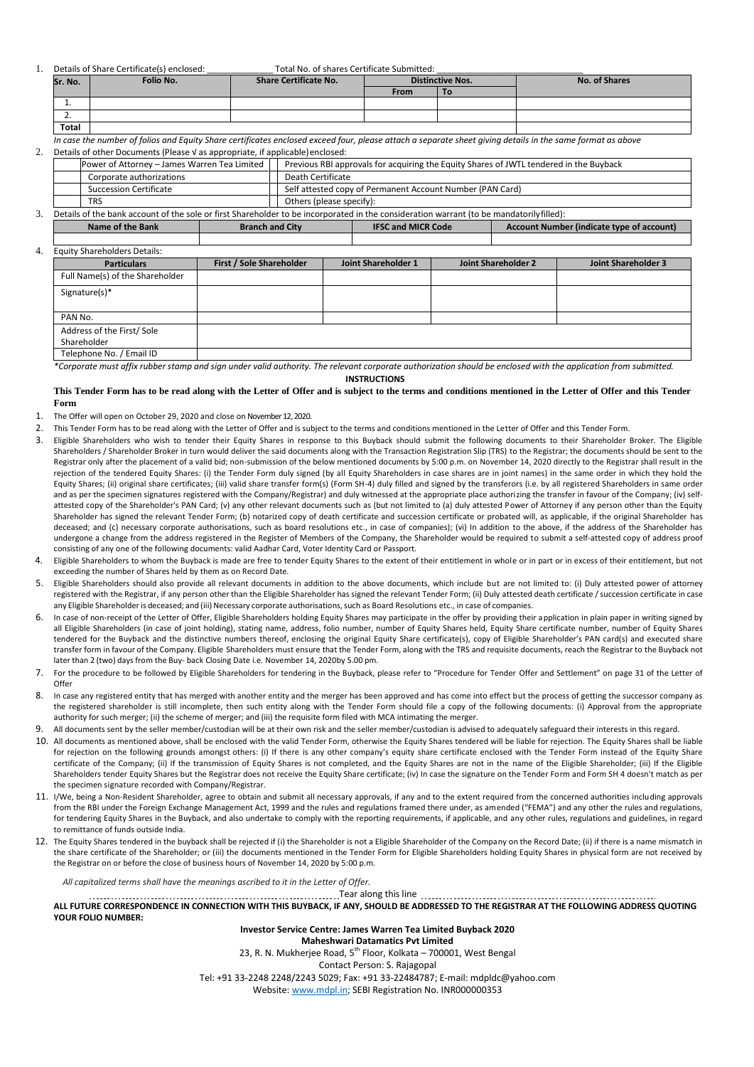1. Details of Share Certificate(s) enclosed: ______________ Total No. of shares Certificate Submitted: ______________________________

| Sr. No. | Folio No. | Share Certificate No. | Distinctive Nos. | | No. of Shares |
|---|---|---|---|---|---|
| | | | From | To | |
| 1. | | | | | |
| 2. | | | | | |
| Total | | | | | |

*In case the number of folios and Equity Share certificates enclosed exceed four, please attach a separate sheet giving details in the same format as above*

2. Details of other Documents (Please √ as appropriate, if applicable) enclosed:

| | | | |
|---|---|---|---|
| | Power of Attorney – James Warren Tea Limited | | Previous RBI approvals for acquiring the Equity Shares of JWTL tendered in the Buyback |
| | Corporate authorizations | | Death Certificate |
| | Succession Certificate | | Self attested copy of Permanent Account Number (PAN Card) |
| | TRS | | Others (please specify): |

3. Details of the bank account of the sole or first Shareholder to be incorporated in the consideration warrant (to be mandatorily filled):

| Name of the Bank | Branch and City | IFSC and MICR Code | Account Number (indicate type of account) |
|---|---|---|---|
| | | | |

4. Equity Shareholders Details:

| Particulars | First / Sole Shareholder | Joint Shareholder 1 | Joint Shareholder 2 | Joint Shareholder 3 |
|---|---|---|---|---|
| Full Name(s) of the Shareholder | | | | |
| Signature(s)* | | | | |
| PAN No. | | | | |
| Address of the First/ Sole Shareholder | | | | |
| Telephone No. / Email ID | | | | |

*\*Corporate must affix rubber stamp and sign under valid authority. The relevant corporate authorization should be enclosed with the application from submitted.*

**INSTRUCTIONS**

**This Tender Form has to be read along with the Letter of Offer and is subject to the terms and conditions mentioned in the Letter of Offer and this Tender Form**

1. The Offer will open on October 29, 2020 and close on November 12, 2020.
2. This Tender Form has to be read along with the Letter of Offer and is subject to the terms and conditions mentioned in the Letter of Offer and this Tender Form.
3. Eligible Shareholders who wish to tender their Equity Shares in response to this Buyback should submit the following documents to their Shareholder Broker. The Eligible Shareholders / Shareholder Broker in turn would deliver the said documents along with the Transaction Registration Slip (TRS) to the Registrar; the documents should be sent to the Registrar only after the placement of a valid bid; non-submission of the below mentioned documents by 5:00 p.m. on November 14, 2020 directly to the Registrar shall result in the rejection of the tendered Equity Shares: (i) the Tender Form duly signed (by all Equity Shareholders in case shares are in joint names) in the same order in which they hold the Equity Shares; (ii) original share certificates; (iii) valid share transfer form(s) (Form SH-4) duly filled and signed by the transferors (i.e. by all registered Shareholders in same order and as per the specimen signatures registered with the Company/Registrar) and duly witnessed at the appropriate place authorizing the transfer in favour of the Company; (iv) self-attested copy of the Shareholder's PAN Card; (v) any other relevant documents such as (but not limited to (a) duly attested Power of Attorney if any person other than the Equity Shareholder has signed the relevant Tender Form; (b) notarized copy of death certificate and succession certificate or probated will, as applicable, if the original Shareholder has deceased; and (c) necessary corporate authorisations, such as board resolutions etc., in case of companies); (vi) In addition to the above, if the address of the Shareholder has undergone a change from the address registered in the Register of Members of the Company, the Shareholder would be required to submit a self-attested copy of address proof consisting of any one of the following documents: valid Aadhar Card, Voter Identity Card or Passport.
4. Eligible Shareholders to whom the Buyback is made are free to tender Equity Shares to the extent of their entitlement in whole or in part or in excess of their entitlement, but not exceeding the number of Shares held by them as on Record Date.
5. Eligible Shareholders should also provide all relevant documents in addition to the above documents, which include but are not limited to: (i) Duly attested power of attorney registered with the Registrar, if any person other than the Eligible Shareholder has signed the relevant Tender Form; (ii) Duly attested death certificate / succession certificate in case any Eligible Shareholder is deceased; and (iii) Necessary corporate authorisations, such as Board Resolutions etc., in case of companies.
6. In case of non-receipt of the Letter of Offer, Eligible Shareholders holding Equity Shares may participate in the offer by providing their application in plain paper in writing signed by all Eligible Shareholders (in case of joint holding), stating name, address, folio number, number of Equity Shares held, Equity Share certificate number, number of Equity Shares tendered for the Buyback and the distinctive numbers thereof, enclosing the original Equity Share certificate(s), copy of Eligible Shareholder's PAN card(s) and executed share transfer form in favour of the Company. Eligible Shareholders must ensure that the Tender Form, along with the TRS and requisite documents, reach the Registrar to the Buyback not later than 2 (two) days from the Buy- back Closing Date i.e. November 14, 2020by 5.00 pm.
7. For the procedure to be followed by Eligible Shareholders for tendering in the Buyback, please refer to "Procedure for Tender Offer and Settlement" on page 31 of the Letter of Offer
8. In case any registered entity that has merged with another entity and the merger has been approved and has come into effect but the process of getting the successor company as the registered shareholder is still incomplete, then such entity along with the Tender Form should file a copy of the following documents: (i) Approval from the appropriate authority for such merger; (ii) the scheme of merger; and (iii) the requisite form filed with MCA intimating the merger.
9. All documents sent by the seller member/custodian will be at their own risk and the seller member/custodian is advised to adequately safeguard their interests in this regard.
10. All documents as mentioned above, shall be enclosed with the valid Tender Form, otherwise the Equity Shares tendered will be liable for rejection. The Equity Shares shall be liable for rejection on the following grounds amongst others: (i) If there is any other company's equity share certificate enclosed with the Tender Form instead of the Equity Share certificate of the Company; (ii) If the transmission of Equity Shares is not completed, and the Equity Shares are not in the name of the Eligible Shareholder; (iii) If the Eligible Shareholders tender Equity Shares but the Registrar does not receive the Equity Share certificate; (iv) In case the signature on the Tender Form and Form SH 4 doesn't match as per the specimen signature recorded with Company/Registrar.
11. I/We, being a Non-Resident Shareholder, agree to obtain and submit all necessary approvals, if any and to the extent required from the concerned authorities including approvals from the RBI under the Foreign Exchange Management Act, 1999 and the rules and regulations framed there under, as amended ("FEMA") and any other the rules and regulations, for tendering Equity Shares in the Buyback, and also undertake to comply with the reporting requirements, if applicable, and any other rules, regulations and guidelines, in regard to remittance of funds outside India.
12. The Equity Shares tendered in the buyback shall be rejected if (i) the Shareholder is not a Eligible Shareholder of the Company on the Record Date; (ii) if there is a name mismatch in the share certificate of the Shareholder; or (iii) the documents mentioned in the Tender Form for Eligible Shareholders holding Equity Shares in physical form are not received by the Registrar on or before the close of business hours of November 14, 2020 by 5:00 p.m.

*All capitalized terms shall have the meanings ascribed to it in the Letter of Offer.*

............................................................Tear along this line............................................................

**ALL FUTURE CORRESPONDENCE IN CONNECTION WITH THIS BUYBACK, IF ANY, SHOULD BE ADDRESSED TO THE REGISTRAR AT THE FOLLOWING ADDRESS QUOTING YOUR FOLIO NUMBER:**

**Investor Service Centre: James Warren Tea Limited Buyback 2020**

**Maheshwari Datamatics Pvt Limited**

23, R. N. Mukherjee Road, 5th Floor, Kolkata – 700001, West Bengal

Contact Person: S. Rajagopal

Tel: +91 33-2248 2248/2243 5029; Fax: +91 33-22484787; E-mail: mdpldc@yahoo.com

Website: www.mdpl.in; SEBI Registration No. INR000000353